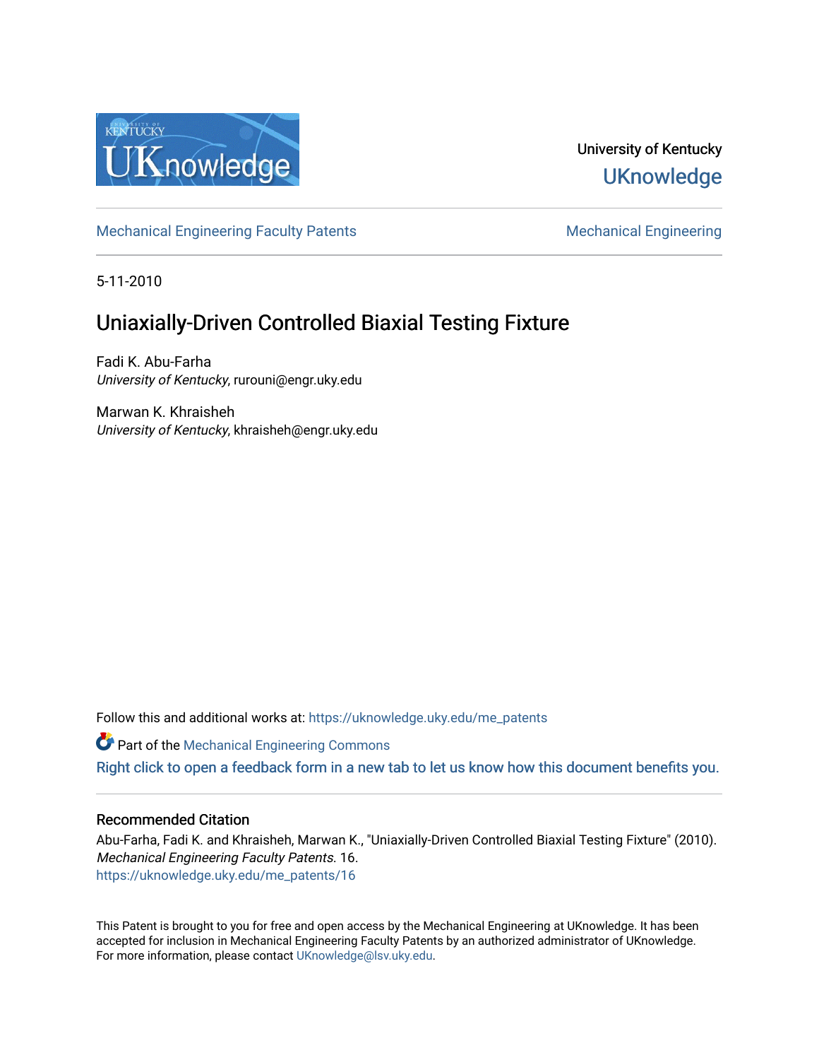University of Kentucky

UKnowledge

Mechanical Engineering Faculty Patents

Mechanical Engineering

5-11-2010

# Uniaxially-Driven Controlled Biaxial Testing Fixture

Fadi K. Abu-Farha
*University of Kentucky*, rurouni@engr.uky.edu

Marwan K. Khraisheh
*University of Kentucky*, khraisheh@engr.uky.edu

Follow this and additional works at: https://uknowledge.uky.edu/me_patents

Part of the Mechanical Engineering Commons

Right click to open a feedback form in a new tab to let us know how this document benefits you.

## Recommended Citation

Abu-Farha, Fadi K. and Khraisheh, Marwan K., "Uniaxially-Driven Controlled Biaxial Testing Fixture" (2010). *Mechanical Engineering Faculty Patents*. 16.
https://uknowledge.uky.edu/me_patents/16

This Patent is brought to you for free and open access by the Mechanical Engineering at UKnowledge. It has been accepted for inclusion in Mechanical Engineering Faculty Patents by an authorized administrator of UKnowledge. For more information, please contact UKnowledge@lsv.uky.edu.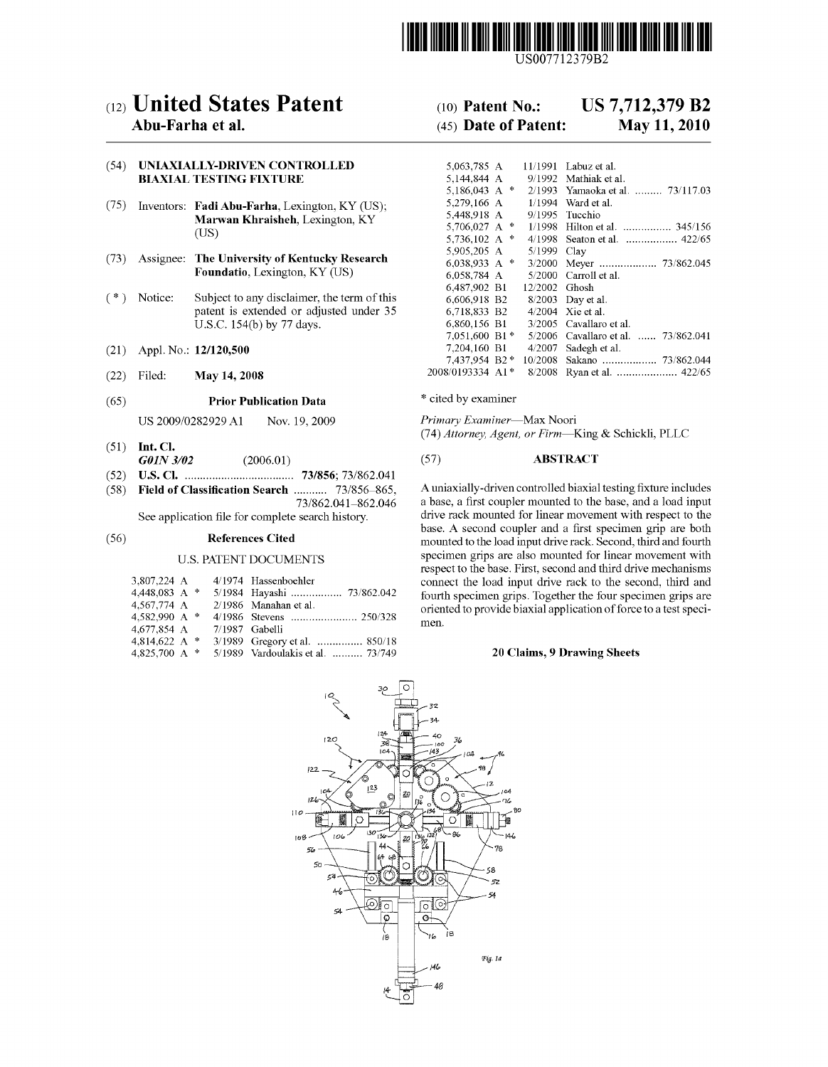US007712379B2

# (12) United States Patent
**Abu-Farha et al.**

(10) **Patent No.: US 7,712,379 B2**

(45) **Date of Patent: May 11, 2010**

(54) **UNIAXIALLY-DRIVEN CONTROLLED BIAXIAL TESTING FIXTURE**

(75) Inventors: **Fadi Abu-Farha**, Lexington, KY (US); **Marwan Khraisheh**, Lexington, KY (US)

(73) Assignee: **The University of Kentucky Research Foundatio**, Lexington, KY (US)

( * ) Notice: Subject to any disclaimer, the term of this patent is extended or adjusted under 35 U.S.C. 154(b) by 77 days.

(21) Appl. No.: **12/120,500**

(22) Filed: **May 14, 2008**

(65) **Prior Publication Data**

US 2009/0282929 A1 Nov. 19, 2009

(51) **Int. Cl.**
*G01N 3/02* (2006.01)

(52) **U.S. Cl.** .................................... **73/856**; 73/862.041

(58) **Field of Classification Search** ........... 73/856–865, 73/862.041–862.046

See application file for complete search history.

(56) **References Cited**

U.S. PATENT DOCUMENTS

| | | | |
|---|---|---|---|
| 3,807,224 A | | 4/1974 | Hassenboehler |
| 4,448,083 A | * | 5/1984 | Hayashi ................. 73/862.042 |
| 4,567,774 A | | 2/1986 | Manahan et al. |
| 4,582,990 A | * | 4/1986 | Stevens ...................... 250/328 |
| 4,677,854 A | | 7/1987 | Gabelli |
| 4,814,622 A | * | 3/1989 | Gregory et al. ............... 850/18 |
| 4,825,700 A | * | 5/1989 | Vardoulakis et al. .......... 73/749 |
| 5,063,785 A | | 11/1991 | Labuz et al. |
| 5,144,844 A | | 9/1992 | Mathiak et al. |
| 5,186,043 A | * | 2/1993 | Yamaoka et al. ......... 73/117.03 |
| 5,279,166 A | | 1/1994 | Ward et al. |
| 5,448,918 A | | 9/1995 | Tucchio |
| 5,706,027 A | * | 1/1998 | Hilton et al. ................ 345/156 |
| 5,736,102 A | * | 4/1998 | Seaton et al. ................. 422/65 |
| 5,905,205 A | | 5/1999 | Clay |
| 6,038,933 A | * | 3/2000 | Meyer ................... 73/862.045 |
| 6,058,784 A | | 5/2000 | Carroll et al. |
| 6,487,902 B1 | | 12/2002 | Ghosh |
| 6,606,918 B2 | | 8/2003 | Day et al. |
| 6,718,833 B2 | | 4/2004 | Xie et al. |
| 6,860,156 B1 | | 3/2005 | Cavallaro et al. |
| 7,051,600 B1 | * | 5/2006 | Cavallaro et al. ...... 73/862.041 |
| 7,204,160 B1 | | 4/2007 | Sadegh et al. |
| 7,437,954 B2 | * | 10/2008 | Sakano .................. 73/862.044 |
| 2008/0193334 A1 | * | 8/2008 | Ryan et al. .................... 422/65 |

\* cited by examiner

*Primary Examiner*—Max Noori
(74) *Attorney, Agent, or Firm*—King & Schickli, PLLC

(57) **ABSTRACT**

A uniaxially-driven controlled biaxial testing fixture includes a base, a first coupler mounted to the base, and a load input drive rack mounted for linear movement with respect to the base. A second coupler and a first specimen grip are both mounted to the load input drive rack. Second, third and fourth specimen grips are also mounted for linear movement with respect to the base. First, second and third drive mechanisms connect the load input drive rack to the second, third and fourth specimen grips. Together the four specimen grips are oriented to provide biaxial application of force to a test specimen.

**20 Claims, 9 Drawing Sheets**

Fig. 1a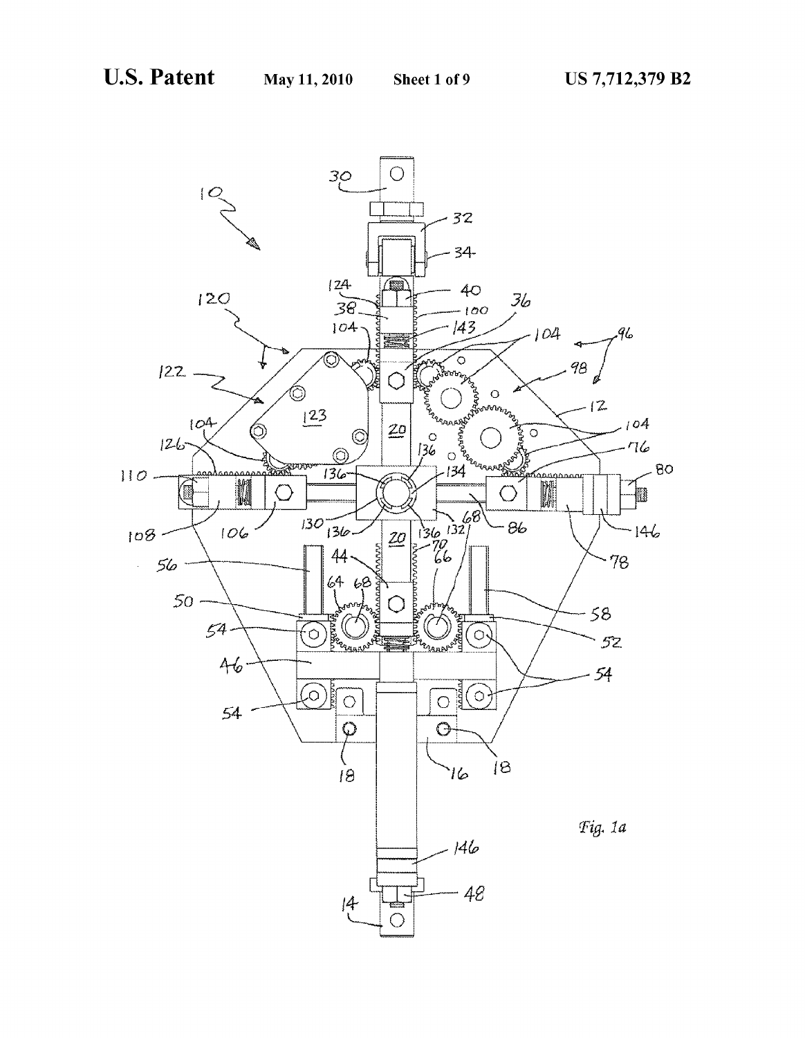Fig. 1a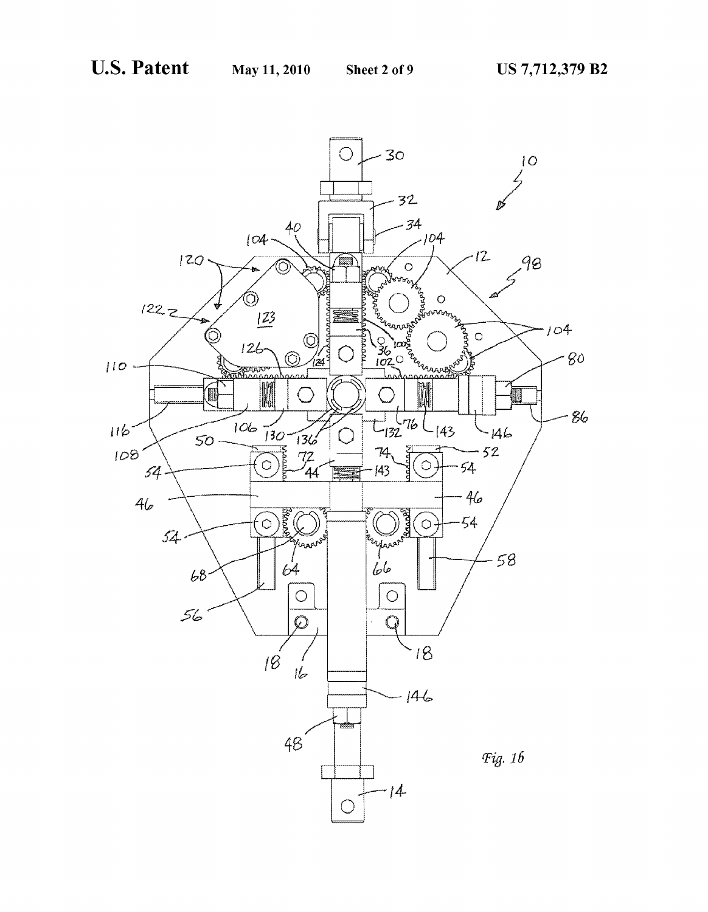Fig. 1b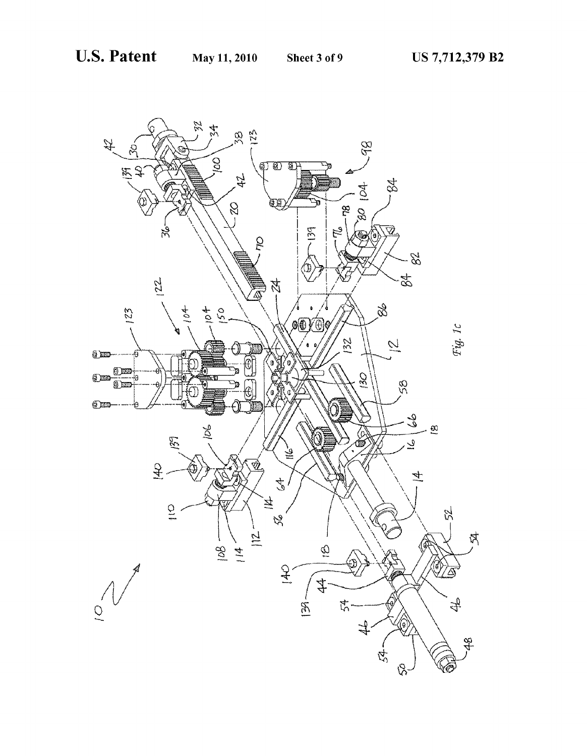Fig. 1c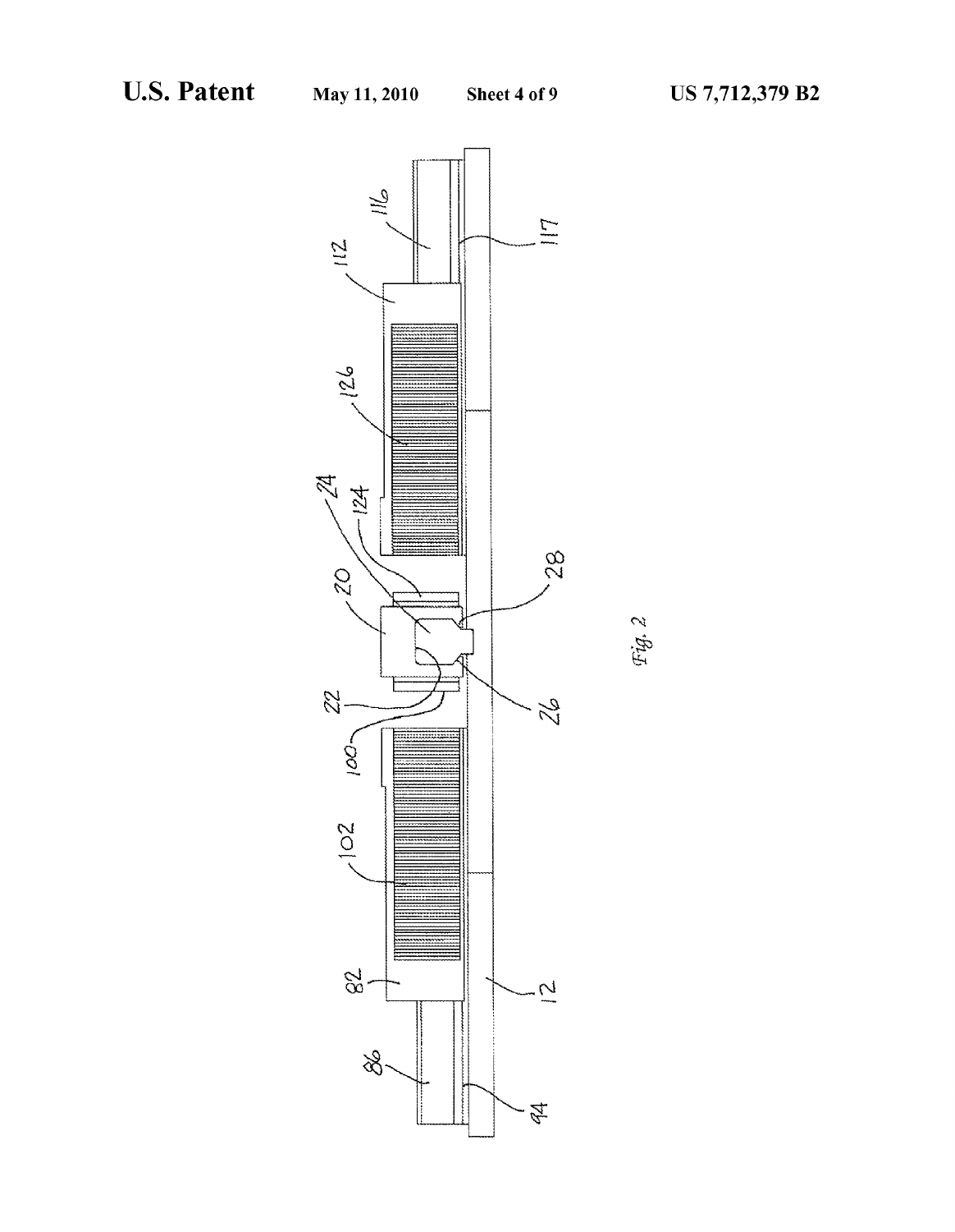Fig. 2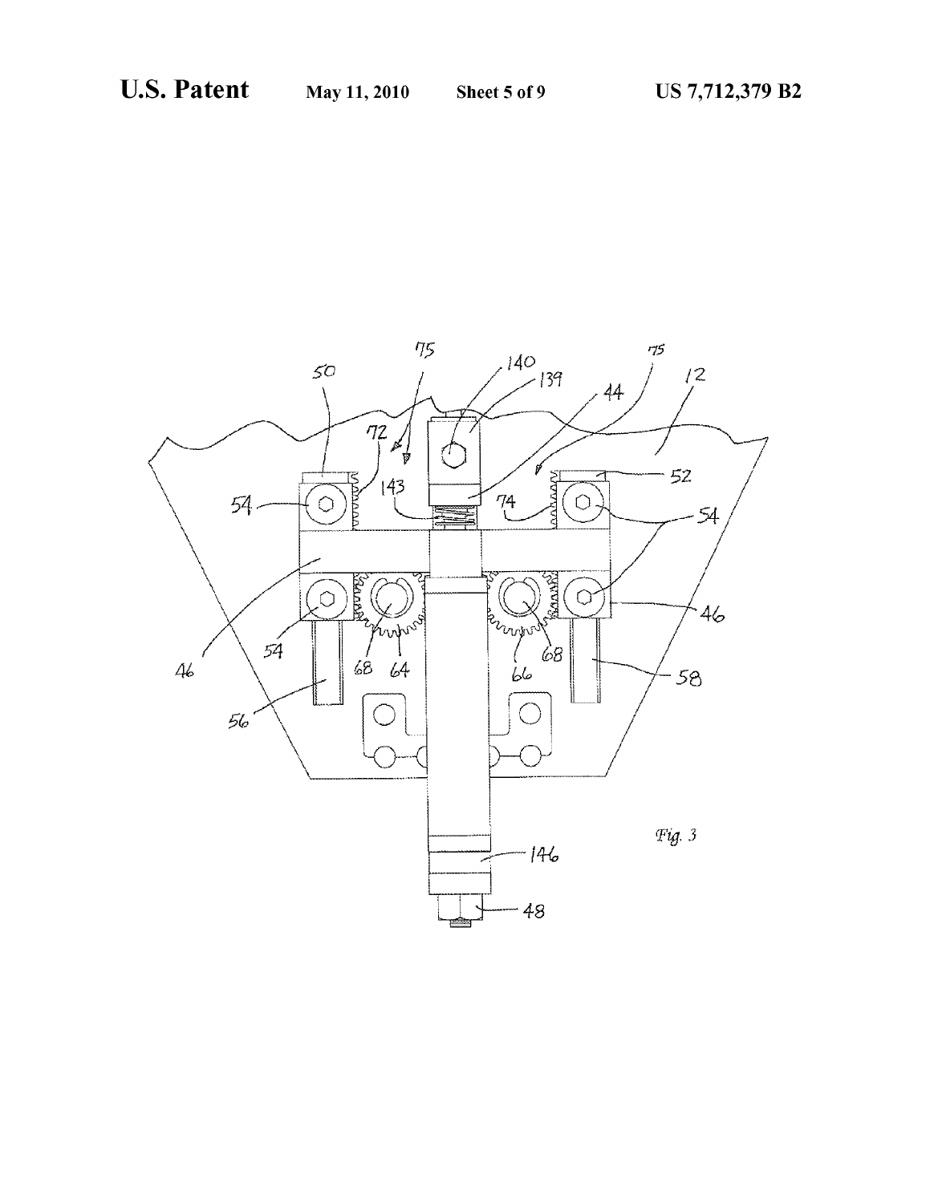Fig. 3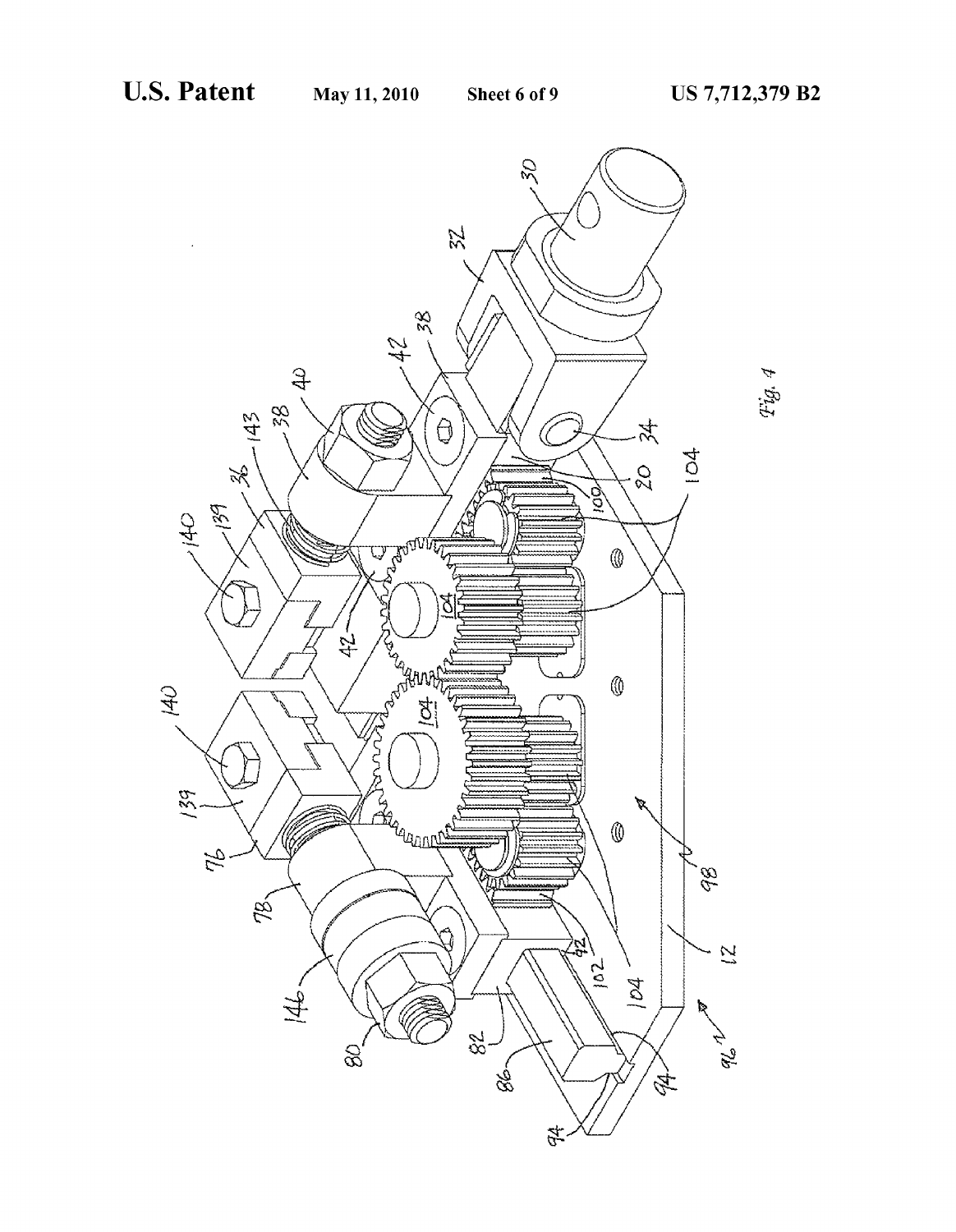Fig. 4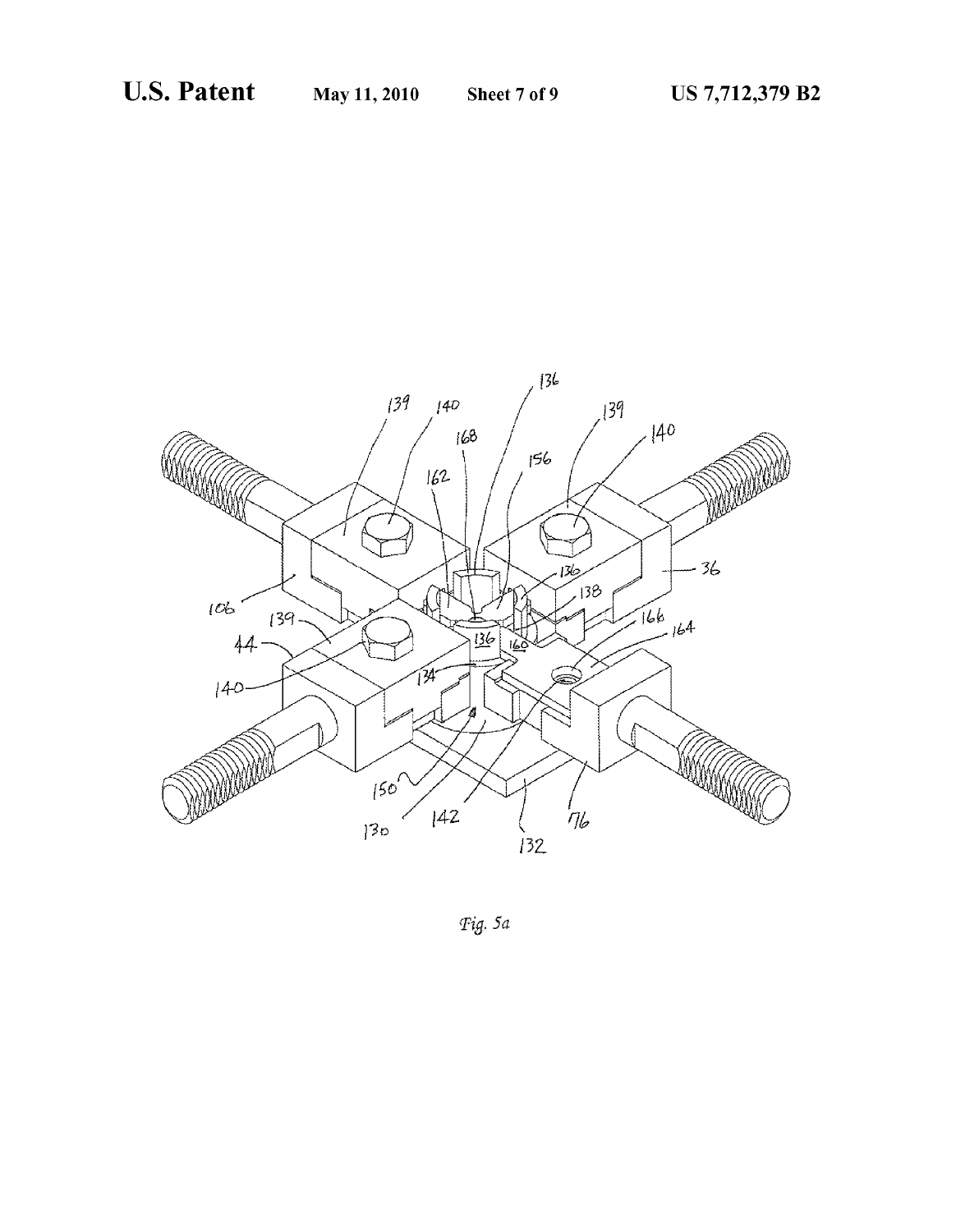Fig. 5a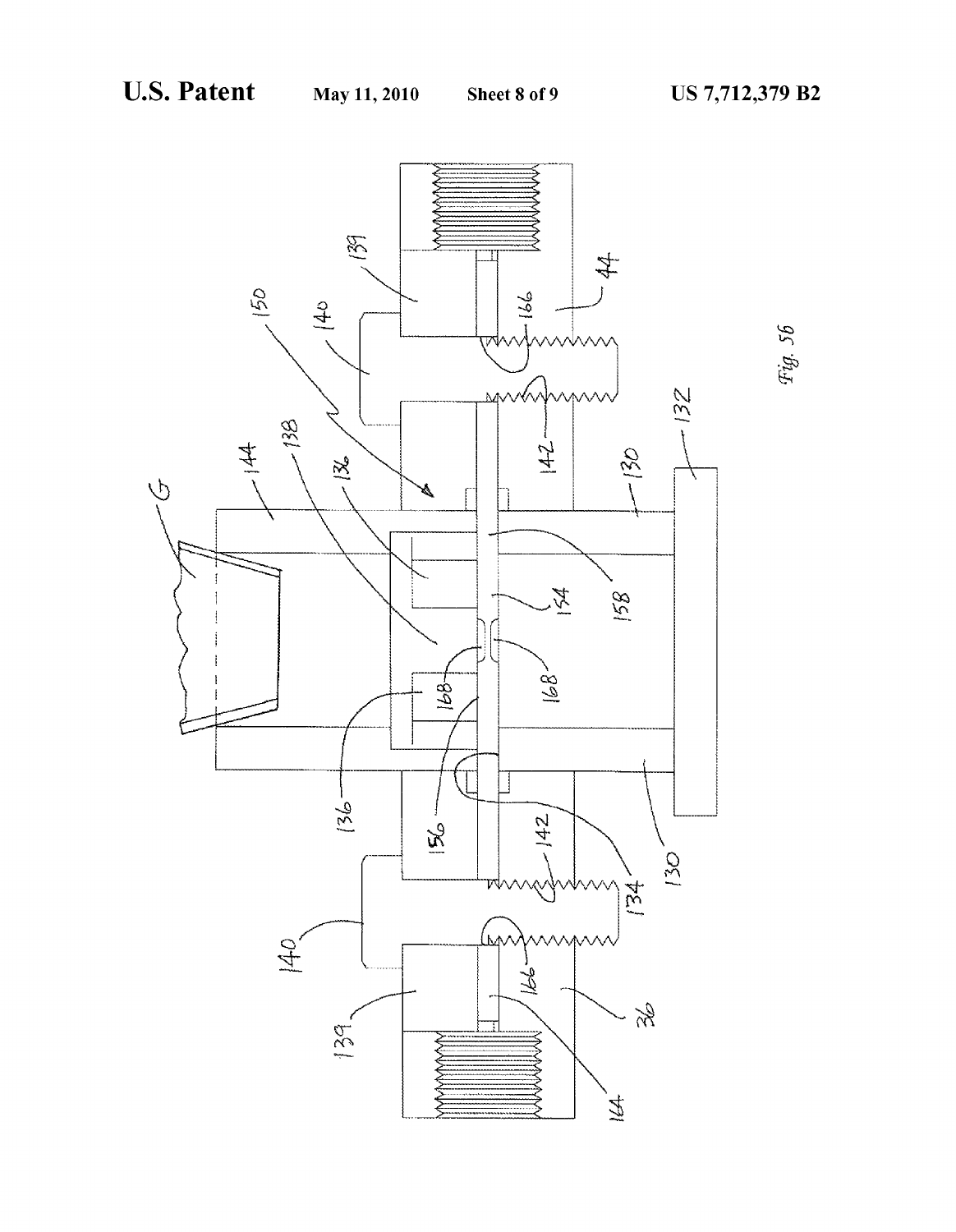Fig. 56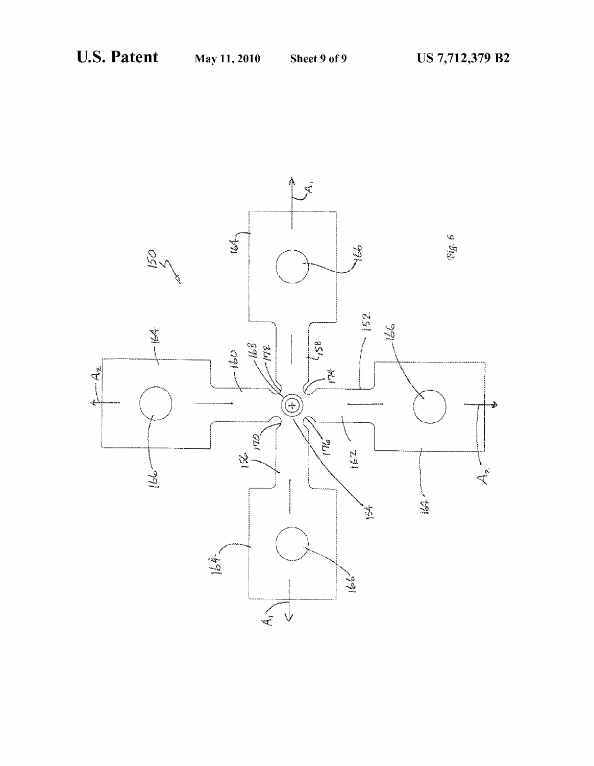Fig. 6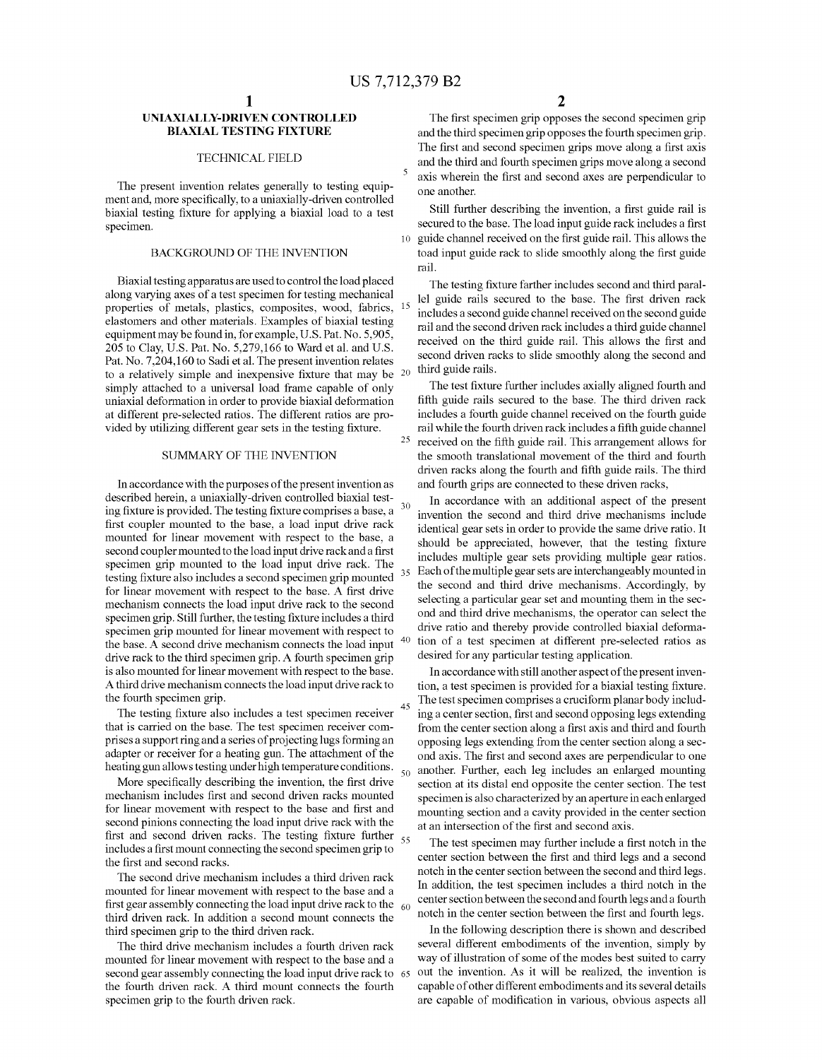# UNIAXIALLY-DRIVEN CONTROLLED BIAXIAL TESTING FIXTURE

## TECHNICAL FIELD

The present invention relates generally to testing equipment and, more specifically, to a uniaxially-driven controlled biaxial testing fixture for applying a biaxial load to a test specimen.

## BACKGROUND OF THE INVENTION

Biaxial testing apparatus are used to control the load placed along varying axes of a test specimen for testing mechanical properties of metals, plastics, composites, wood, fabrics, elastomers and other materials. Examples of biaxial testing equipment may be found in, for example, U.S. Pat. No. 5,905,205 to Clay, U.S. Pat. No. 5,279,166 to Ward et al. and U.S. Pat. No. 7,204,160 to Sadi et al. The present invention relates to a relatively simple and inexpensive fixture that may be simply attached to a universal load frame capable of only uniaxial deformation in order to provide biaxial deformation at different pre-selected ratios. The different ratios are provided by utilizing different gear sets in the testing fixture.

## SUMMARY OF THE INVENTION

In accordance with the purposes of the present invention as described herein, a uniaxially-driven controlled biaxial testing fixture is provided. The testing fixture comprises a base, a first coupler mounted to the base, a load input drive rack mounted for linear movement with respect to the base, a second coupler mounted to the load input drive rack and a first specimen grip mounted to the load input drive rack. The testing fixture also includes a second specimen grip mounted for linear movement with respect to the base. A first drive mechanism connects the load input drive rack to the second specimen grip. Still further, the testing fixture includes a third specimen grip mounted for linear movement with respect to the base. A second drive mechanism connects the load input drive rack to the third specimen grip. A fourth specimen grip is also mounted for linear movement with respect to the base. A third drive mechanism connects the load input drive rack to the fourth specimen grip.

The testing fixture also includes a test specimen receiver that is carried on the base. The test specimen receiver comprises a support ring and a series of projecting lugs forming an adapter or receiver for a heating gun. The attachment of the heating gun allows testing under high temperature conditions.

More specifically describing the invention, the first drive mechanism includes first and second driven racks mounted for linear movement with respect to the base and first and second pinions connecting the load input drive rack with the first and second driven racks. The testing fixture further includes a first mount connecting the second specimen grip to the first and second racks.

The second drive mechanism includes a third driven rack mounted for linear movement with respect to the base and a first gear assembly connecting the load input drive rack to the third driven rack. In addition a second mount connects the third specimen grip to the third driven rack.

The third drive mechanism includes a fourth driven rack mounted for linear movement with respect to the base and a second gear assembly connecting the load input drive rack to the fourth driven rack. A third mount connects the fourth specimen grip to the fourth driven rack.

The first specimen grip opposes the second specimen grip and the third specimen grip opposes the fourth specimen grip. The first and second specimen grips move along a first axis and the third and fourth specimen grips move along a second axis wherein the first and second axes are perpendicular to one another.

Still further describing the invention, a first guide rail is secured to the base. The load input guide rack includes a first guide channel received on the first guide rail. This allows the toad input guide rack to slide smoothly along the first guide rail.

The testing fixture farther includes second and third parallel guide rails secured to the base. The first driven rack includes a second guide channel received on the second guide rail and the second driven rack includes a third guide channel received on the third guide rail. This allows the first and second driven racks to slide smoothly along the second and third guide rails.

The test fixture further includes axially aligned fourth and fifth guide rails secured to the base. The third driven rack includes a fourth guide channel received on the fourth guide rail while the fourth driven rack includes a fifth guide channel received on the fifth guide rail. This arrangement allows for the smooth translational movement of the third and fourth driven racks along the fourth and fifth guide rails. The third and fourth grips are connected to these driven racks,

In accordance with an additional aspect of the present invention the second and third drive mechanisms include identical gear sets in order to provide the same drive ratio. It should be appreciated, however, that the testing fixture includes multiple gear sets providing multiple gear ratios. Each of the multiple gear sets are interchangeably mounted in the second and third drive mechanisms. Accordingly, by selecting a particular gear set and mounting them in the second and third drive mechanisms, the operator can select the drive ratio and thereby provide controlled biaxial deformation of a test specimen at different pre-selected ratios as desired for any particular testing application.

In accordance with still another aspect of the present invention, a test specimen is provided for a biaxial testing fixture. The test specimen comprises a cruciform planar body including a center section, first and second opposing legs extending from the center section along a first axis and third and fourth opposing legs extending from the center section along a second axis. The first and second axes are perpendicular to one another. Further, each leg includes an enlarged mounting section at its distal end opposite the center section. The test specimen is also characterized by an aperture in each enlarged mounting section and a cavity provided in the center section at an intersection of the first and second axis.

The test specimen may further include a first notch in the center section between the first and third legs and a second notch in the center section between the second and third legs. In addition, the test specimen includes a third notch in the center section between the second and fourth legs and a fourth notch in the center section between the first and fourth legs.

In the following description there is shown and described several different embodiments of the invention, simply by way of illustration of some of the modes best suited to carry out the invention. As it will be realized, the invention is capable of other different embodiments and its several details are capable of modification in various, obvious aspects all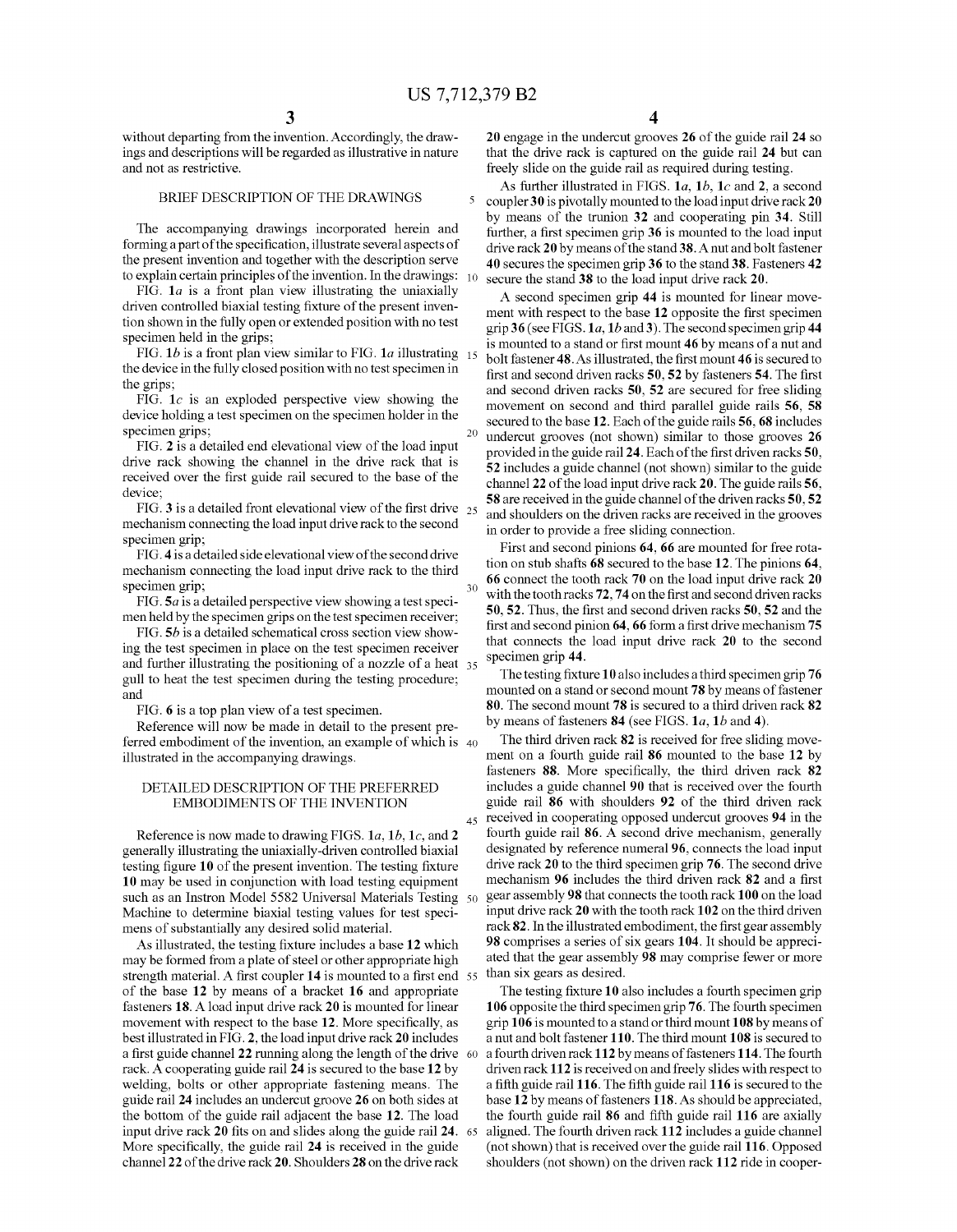without departing from the invention. Accordingly, the drawings and descriptions will be regarded as illustrative in nature and not as restrictive.

## BRIEF DESCRIPTION OF THE DRAWINGS

The accompanying drawings incorporated herein and forming a part of the specification, illustrate several aspects of the present invention and together with the description serve to explain certain principles of the invention. In the drawings:

FIG. **1***a* is a front plan view illustrating the uniaxially driven controlled biaxial testing fixture of the present invention shown in the fully open or extended position with no test specimen held in the grips;

FIG. **1***b* is a front plan view similar to FIG. **1***a* illustrating the device in the fully closed position with no test specimen in the grips;

FIG. **1***c* is an exploded perspective view showing the device holding a test specimen on the specimen holder in the specimen grips;

FIG. **2** is a detailed end elevational view of the load input drive rack showing the channel in the drive rack that is received over the first guide rail secured to the base of the device;

FIG. **3** is a detailed front elevational view of the first drive mechanism connecting the load input drive rack to the second specimen grip;

FIG. **4** is a detailed side elevational view of the second drive mechanism connecting the load input drive rack to the third specimen grip;

FIG. **5***a* is a detailed perspective view showing a test specimen held by the specimen grips on the test specimen receiver;

FIG. **5***b* is a detailed schematical cross section view showing the test specimen in place on the test specimen receiver and further illustrating the positioning of a nozzle of a heat gull to heat the test specimen during the testing procedure; and

FIG. **6** is a top plan view of a test specimen.

Reference will now be made in detail to the present preferred embodiment of the invention, an example of which is illustrated in the accompanying drawings.

## DETAILED DESCRIPTION OF THE PREFERRED EMBODIMENTS OF THE INVENTION

Reference is now made to drawing FIGS. **1***a*, **1***b*, **1***c*, and **2** generally illustrating the uniaxially-driven controlled biaxial testing figure **10** of the present invention. The testing fixture **10** may be used in conjunction with load testing equipment such as an Instron Model 5582 Universal Materials Testing Machine to determine biaxial testing values for test specimens of substantially any desired solid material.

As illustrated, the testing fixture includes a base **12** which may be formed from a plate of steel or other appropriate high strength material. A first coupler **14** is mounted to a first end of the base **12** by means of a bracket **16** and appropriate fasteners **18**. A load input drive rack **20** is mounted for linear movement with respect to the base **12**. More specifically, as best illustrated in FIG. **2**, the load input drive rack **20** includes a first guide channel **22** running along the length of the drive rack. A cooperating guide rail **24** is secured to the base **12** by welding, bolts or other appropriate fastening means. The guide rail **24** includes an undercut groove **26** on both sides at the bottom of the guide rail adjacent the base **12**. The load input drive rack **20** fits on and slides along the guide rail **24**. More specifically, the guide rail **24** is received in the guide channel **22** of the drive rack **20**. Shoulders **28** on the drive rack **20** engage in the undercut grooves **26** of the guide rail **24** so that the drive rack is captured on the guide rail **24** but can freely slide on the guide rail as required during testing.

As further illustrated in FIGS. **1***a*, **1***b*, **1***c* and **2**, a second coupler **30** is pivotally mounted to the load input drive rack **20** by means of the trunion **32** and cooperating pin **34**. Still further, a first specimen grip **36** is mounted to the load input drive rack **20** by means of the stand **38**. A nut and bolt fastener **40** secures the specimen grip **36** to the stand **38**. Fasteners **42** secure the stand **38** to the load input drive rack **20**.

A second specimen grip **44** is mounted for linear movement with respect to the base **12** opposite the first specimen grip **36** (see FIGS. **1***a*, **1***b* and **3**). The second specimen grip **44** is mounted to a stand or first mount **46** by means of a nut and bolt fastener **48**. As illustrated, the first mount **46** is secured to first and second driven racks **50**, **52** by fasteners **54**. The first and second driven racks **50**, **52** are secured for free sliding movement on second and third parallel guide rails **56**, **58** secured to the base **12**. Each of the guide rails **56**, **68** includes undercut grooves (not shown) similar to those grooves **26** provided in the guide rail **24**. Each of the first driven racks **50**, **52** includes a guide channel (not shown) similar to the guide channel **22** of the load input drive rack **20**. The guide rails **56**, **58** are received in the guide channel of the driven racks **50**, **52** and shoulders on the driven racks are received in the grooves in order to provide a free sliding connection.

First and second pinions **64**, **66** are mounted for free rotation on stub shafts **68** secured to the base **12**. The pinions **64**, **66** connect the tooth rack **70** on the load input drive rack **20** with the tooth racks **72**, **74** on the first and second driven racks **50**, **52**. Thus, the first and second driven racks **50**, **52** and the first and second pinion **64**, **66** form a first drive mechanism **75** that connects the load input drive rack **20** to the second specimen grip **44**.

The testing fixture **10** also includes a third specimen grip **76** mounted on a stand or second mount **78** by means of fastener **80**. The second mount **78** is secured to a third driven rack **82** by means of fasteners **84** (see FIGS. **1***a*, **1***b* and **4**).

The third driven rack **82** is received for free sliding movement on a fourth guide rail **86** mounted to the base **12** by fasteners **88**. More specifically, the third driven rack **82** includes a guide channel **90** that is received over the fourth guide rail **86** with shoulders **92** of the third driven rack received in cooperating opposed undercut grooves **94** in the fourth guide rail **86**. A second drive mechanism, generally designated by reference numeral **96**, connects the load input drive rack **20** to the third specimen grip **76**. The second drive mechanism **96** includes the third driven rack **82** and a first gear assembly **98** that connects the tooth rack **100** on the load input drive rack **20** with the tooth rack **102** on the third driven rack **82**. In the illustrated embodiment, the first gear assembly **98** comprises a series of six gears **104**. It should be appreciated that the gear assembly **98** may comprise fewer or more than six gears as desired.

The testing fixture **10** also includes a fourth specimen grip **106** opposite the third specimen grip **76**. The fourth specimen grip **106** is mounted to a stand or third mount **108** by means of a nut and bolt fastener **110**. The third mount **108** is secured to a fourth driven rack **112** by means of fasteners **114**. The fourth driven rack **112** is received on and freely slides with respect to a fifth guide rail **116**. The fifth guide rail **116** is secured to the base **12** by means of fasteners **118**. As should be appreciated, the fourth guide rail **86** and fifth guide rail **116** are axially aligned. The fourth driven rack **112** includes a guide channel (not shown) that is received over the guide rail **116**. Opposed shoulders (not shown) on the driven rack **112** ride in cooper-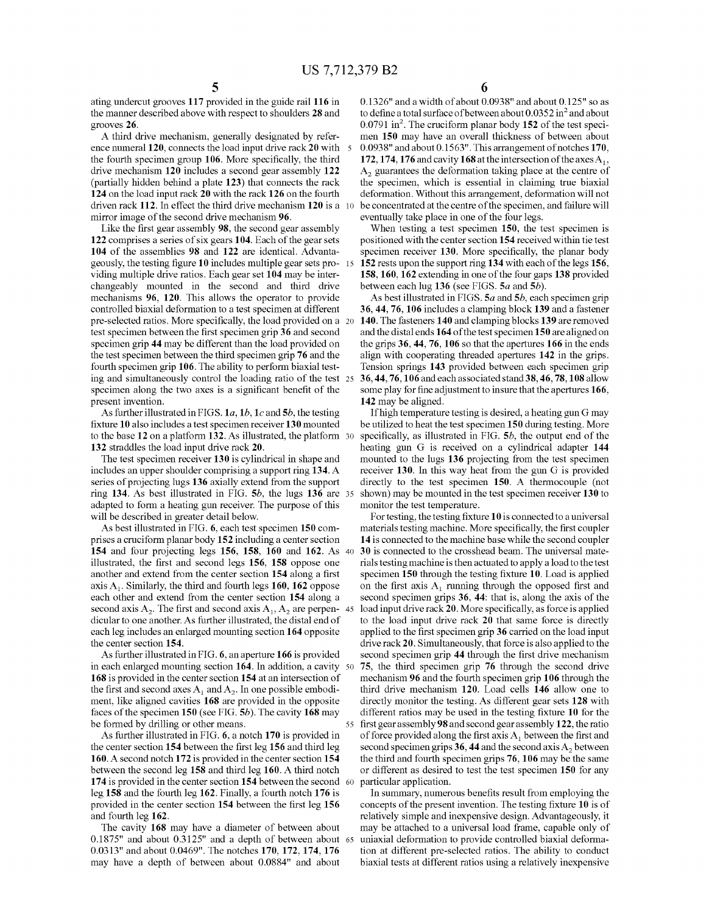ating undercut grooves 117 provided in the guide rail 116 in the manner described above with respect to shoulders 28 and grooves 26.

A third drive mechanism, generally designated by reference numeral 120, connects the load input drive rack 20 with the fourth specimen group 106. More specifically, the third drive mechanism 120 includes a second gear assembly 122 (partially hidden behind a plate 123) that connects the rack 124 on the load input rack 20 with the rack 126 on the fourth driven rack 112. In effect the third drive mechanism 120 is a mirror image of the second drive mechanism 96.

Like the first gear assembly 98, the second gear assembly 122 comprises a series of six gears 104. Each of the gear sets 104 of the assemblies 98 and 122 are identical. Advantageously, the testing figure 10 includes multiple gear sets providing multiple drive ratios. Each gear set 104 may be interchangeably mounted in the second and third drive mechanisms 96, 120. This allows the operator to provide controlled biaxial deformation to a test specimen at different pre-selected ratios. More specifically, the load provided on a test specimen between the first specimen grip 36 and second specimen grip 44 may be different than the load provided on the test specimen between the third specimen grip 76 and the fourth specimen grip 106. The ability to perform biaxial testing and simultaneously control the loading ratio of the test specimen along the two axes is a significant benefit of the present invention.

As further illustrated in FIGS. 1*a*, 1*b*, 1*c* and 5*b*, the testing fixture 10 also includes a test specimen receiver 130 mounted to the base 12 on a platform 132. As illustrated, the platform 132 straddles the load input drive rack 20.

The test specimen receiver 130 is cylindrical in shape and includes an upper shoulder comprising a support ring 134. A series of projecting lugs 136 axially extend from the support ring 134. As best illustrated in FIG. 5*b*, the lugs 136 are adapted to form a heating gun receiver. The purpose of this will be described in greater detail below.

As best illustrated in FIG. 6, each test specimen 150 comprises a cruciform planar body 152 including a center section 154 and four projecting legs 156, 158, 160 and 162. As illustrated, the first and second legs 156, 158 oppose one another and extend from the center section 154 along a first axis $A_1$. Similarly, the third and fourth legs 160, 162 oppose each other and extend from the center section 154 along a second axis $A_2$. The first and second axis $A_1$, $A_2$ are perpendicular to one another. As further illustrated, the distal end of each leg includes an enlarged mounting section 164 opposite the center section 154.

As further illustrated in FIG. 6, an aperture 166 is provided in each enlarged mounting section 164. In addition, a cavity 168 is provided in the center section 154 at an intersection of the first and second axes $A_1$ and $A_2$. In one possible embodiment, like aligned cavities 168 are provided in the opposite faces of the specimen 150 (see FIG. 5*b*). The cavity 168 may be formed by drilling or other means.

As further illustrated in FIG. 6, a notch 170 is provided in the center section 154 between the first leg 156 and third leg 160. A second notch 172 is provided in the center section 154 between the second leg 158 and third leg 160. A third notch 174 is provided in the center section 154 between the second leg 158 and the fourth leg 162. Finally, a fourth notch 176 is provided in the center section 154 between the first leg 156 and fourth leg 162.

The cavity 168 may have a diameter of between about 0.1875" and about 0.3125" and a depth of between about 0.0313" and about 0.0469". The notches 170, 172, 174, 176 may have a depth of between about 0.0884" and about 0.1326" and a width of about 0.0938" and about 0.125" so as to define a total surface of between about 0.0352 $in^2$ and about 0.0791 $in^2$. The cruciform planar body 152 of the test specimen 150 may have an overall thickness of between about 0.0938" and about 0.1563". This arrangement of notches 170, 172, 174, 176 and cavity 168 at the intersection of the axes $A_1$, $A_2$ guarantees the deformation taking place at the centre of the specimen, which is essential in claiming true biaxial deformation. Without this arrangement, deformation will not be concentrated at the centre of the specimen, and failure will eventually take place in one of the four legs.

When testing a test specimen 150, the test specimen is positioned with the center section 154 received within tie test specimen receiver 130. More specifically, the planar body 152 rests upon the support ring 134 with each of the legs 156, 158, 160, 162 extending in one of the four gaps 138 provided between each lug 136 (see FIGS. 5*a* and 5*b*).

As best illustrated in FIGS. 5*a* and 5*b*, each specimen grip 36, 44, 76, 106 includes a clamping block 139 and a fastener 140. The fasteners 140 and clamping blocks 139 are removed and the distal ends 164 of the test specimen 150 are aligned on the grips 36, 44, 76, 106 so that the apertures 166 in the ends align with cooperating threaded apertures 142 in the grips. Tension springs 143 provided between each specimen grip 36, 44, 76, 106 and each associated stand 38, 46, 78, 108 allow some play for fine adjustment to insure that the apertures 166, 142 may be aligned.

If high temperature testing is desired, a heating gun G may be utilized to heat the test specimen 150 during testing. More specifically, as illustrated in FIG. 5*b*, the output end of the heating gun G is received on a cylindrical adapter 144 mounted to the lugs 136 projecting from the test specimen receiver 130. In this way heat from the gun G is provided directly to the test specimen 150. A thermocouple (not shown) may be mounted in the test specimen receiver 130 to monitor the test temperature.

For testing, the testing fixture 10 is connected to a universal materials testing machine. More specifically, the first coupler 14 is connected to the machine base while the second coupler 30 is connected to the crosshead beam. The universal materials testing machine is then actuated to apply a load to the test specimen 150 through the testing fixture 10. Load is applied on the first axis $A_1$ running through the opposed first and second specimen grips 36, 44: that is, along the axis of the load input drive rack 20. More specifically, as force is applied to the load input drive rack 20 that same force is directly applied to the first specimen grip 36 carried on the load input drive rack 20. Simultaneously, that force is also applied to the second specimen grip 44 through the first drive mechanism 75, the third specimen grip 76 through the second drive mechanism 96 and the fourth specimen grip 106 through the third drive mechanism 120. Load cells 146 allow one to directly monitor the testing. As different gear sets 128 with different ratios may be used in the testing fixture 10 for the first gear assembly 98 and second gear assembly 122, the ratio of force provided along the first axis $A_1$ between the first and second specimen grips 36, 44 and the second axis $A_2$ between the third and fourth specimen grips 76, 106 may be the same or different as desired to test the test specimen 150 for any particular application.

In summary, numerous benefits result from employing the concepts of the present invention. The testing fixture 10 is of relatively simple and inexpensive design. Advantageously, it may be attached to a universal load frame, capable only of uniaxial deformation to provide controlled biaxial deformation at different pre-selected ratios. The ability to conduct biaxial tests at different ratios using a relatively inexpensive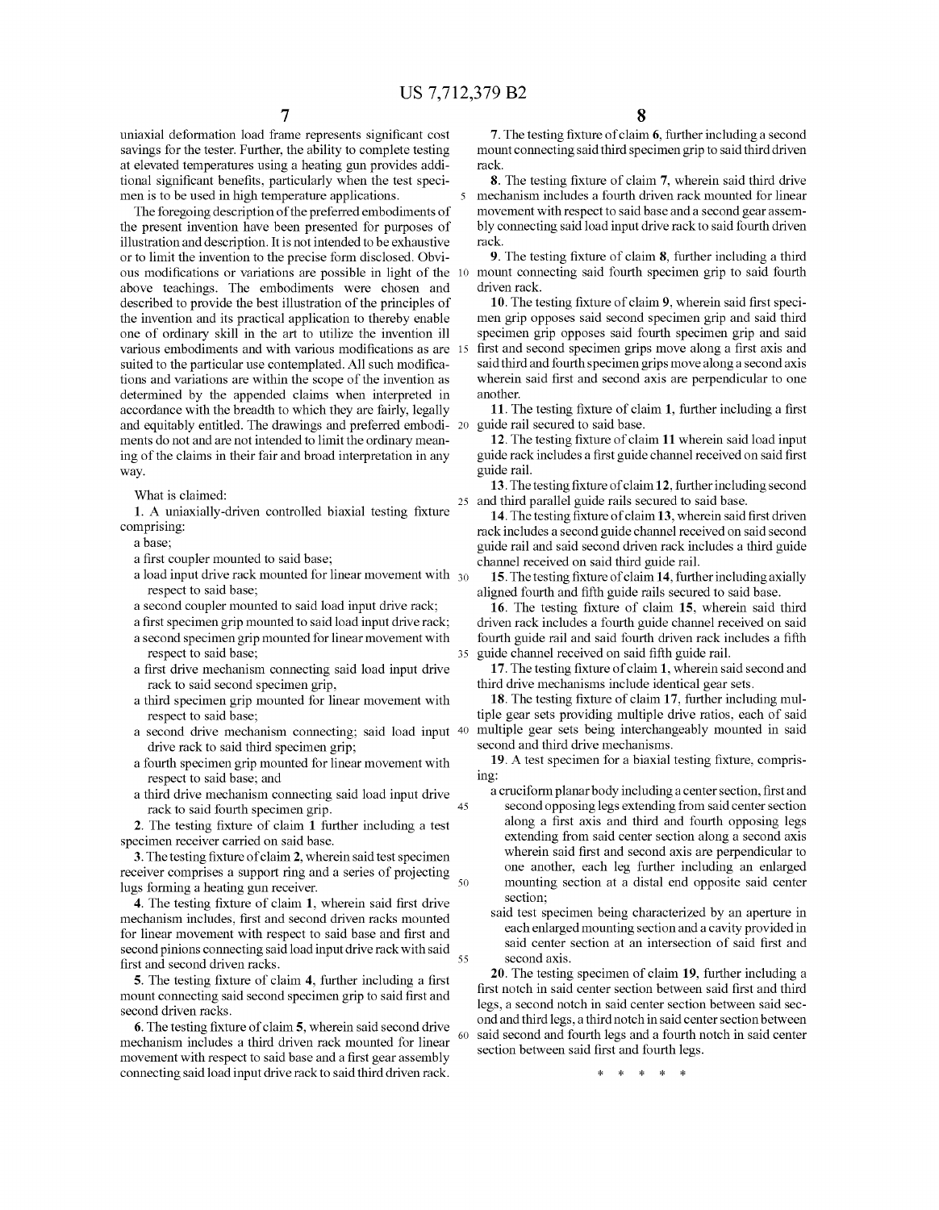uniaxial deformation load frame represents significant cost savings for the tester. Further, the ability to complete testing at elevated temperatures using a heating gun provides additional significant benefits, particularly when the test specimen is to be used in high temperature applications.

The foregoing description of the preferred embodiments of the present invention have been presented for purposes of illustration and description. It is not intended to be exhaustive or to limit the invention to the precise form disclosed. Obvious modifications or variations are possible in light of the above teachings. The embodiments were chosen and described to provide the best illustration of the principles of the invention and its practical application to thereby enable one of ordinary skill in the art to utilize the invention ill various embodiments and with various modifications as are suited to the particular use contemplated. All such modifications and variations are within the scope of the invention as determined by the appended claims when interpreted in accordance with the breadth to which they are fairly, legally and equitably entitled. The drawings and preferred embodiments do not and are not intended to limit the ordinary meaning of the claims in their fair and broad interpretation in any way.

What is claimed:

1. A uniaxially-driven controlled biaxial testing fixture comprising:

a base;

a first coupler mounted to said base;

a load input drive rack mounted for linear movement with respect to said base;

a second coupler mounted to said load input drive rack;

a first specimen grip mounted to said load input drive rack;

a second specimen grip mounted for linear movement with respect to said base;

a first drive mechanism connecting said load input drive rack to said second specimen grip,

a third specimen grip mounted for linear movement with respect to said base;

a second drive mechanism connecting; said load input drive rack to said third specimen grip;

a fourth specimen grip mounted for linear movement with respect to said base; and

a third drive mechanism connecting said load input drive rack to said fourth specimen grip.

2. The testing fixture of claim 1 further including a test specimen receiver carried on said base.

3. The testing fixture of claim 2, wherein said test specimen receiver comprises a support ring and a series of projecting lugs forming a heating gun receiver.

4. The testing fixture of claim 1, wherein said first drive mechanism includes, first and second driven racks mounted for linear movement with respect to said base and first and second pinions connecting said load input drive rack with said first and second driven racks.

5. The testing fixture of claim 4, further including a first mount connecting said second specimen grip to said first and second driven racks.

6. The testing fixture of claim 5, wherein said second drive mechanism includes a third driven rack mounted for linear movement with respect to said base and a first gear assembly connecting said load input drive rack to said third driven rack.

7. The testing fixture of claim 6, further including a second mount connecting said third specimen grip to said third driven rack.

8. The testing fixture of claim 7, wherein said third drive mechanism includes a fourth driven rack mounted for linear movement with respect to said base and a second gear assembly connecting said load input drive rack to said fourth driven rack.

9. The testing fixture of claim 8, further including a third mount connecting said fourth specimen grip to said fourth driven rack.

10. The testing fixture of claim 9, wherein said first specimen grip opposes said second specimen grip and said third specimen grip opposes said fourth specimen grip and said first and second specimen grips move along a first axis and said third and fourth specimen grips move along a second axis wherein said first and second axis are perpendicular to one another.

11. The testing fixture of claim 1, further including a first guide rail secured to said base.

12. The testing fixture of claim 11 wherein said load input guide rack includes a first guide channel received on said first guide rail.

13. The testing fixture of claim 12, further including second and third parallel guide rails secured to said base.

14. The testing fixture of claim 13, wherein said first driven rack includes a second guide channel received on said second guide rail and said second driven rack includes a third guide channel received on said third guide rail.

15. The testing fixture of claim 14, further including axially aligned fourth and fifth guide rails secured to said base.

16. The testing fixture of claim 15, wherein said third driven rack includes a fourth guide channel received on said fourth guide rail and said fourth driven rack includes a fifth guide channel received on said fifth guide rail.

17. The testing fixture of claim 1, wherein said second and third drive mechanisms include identical gear sets.

18. The testing fixture of claim 17, further including multiple gear sets providing multiple drive ratios, each of said multiple gear sets being interchangeably mounted in said second and third drive mechanisms.

19. A test specimen for a biaxial testing fixture, comprising:

a cruciform planar body including a center section, first and second opposing legs extending from said center section along a first axis and third and fourth opposing legs extending from said center section along a second axis wherein said first and second axis are perpendicular to one another, each leg further including an enlarged mounting section at a distal end opposite said center section;

said test specimen being characterized by an aperture in each enlarged mounting section and a cavity provided in said center section at an intersection of said first and second axis.

20. The testing specimen of claim 19, further including a first notch in said center section between said first and third legs, a second notch in said center section between said second and third legs, a third notch in said center section between said second and fourth legs and a fourth notch in said center section between said first and fourth legs.

* * * * *